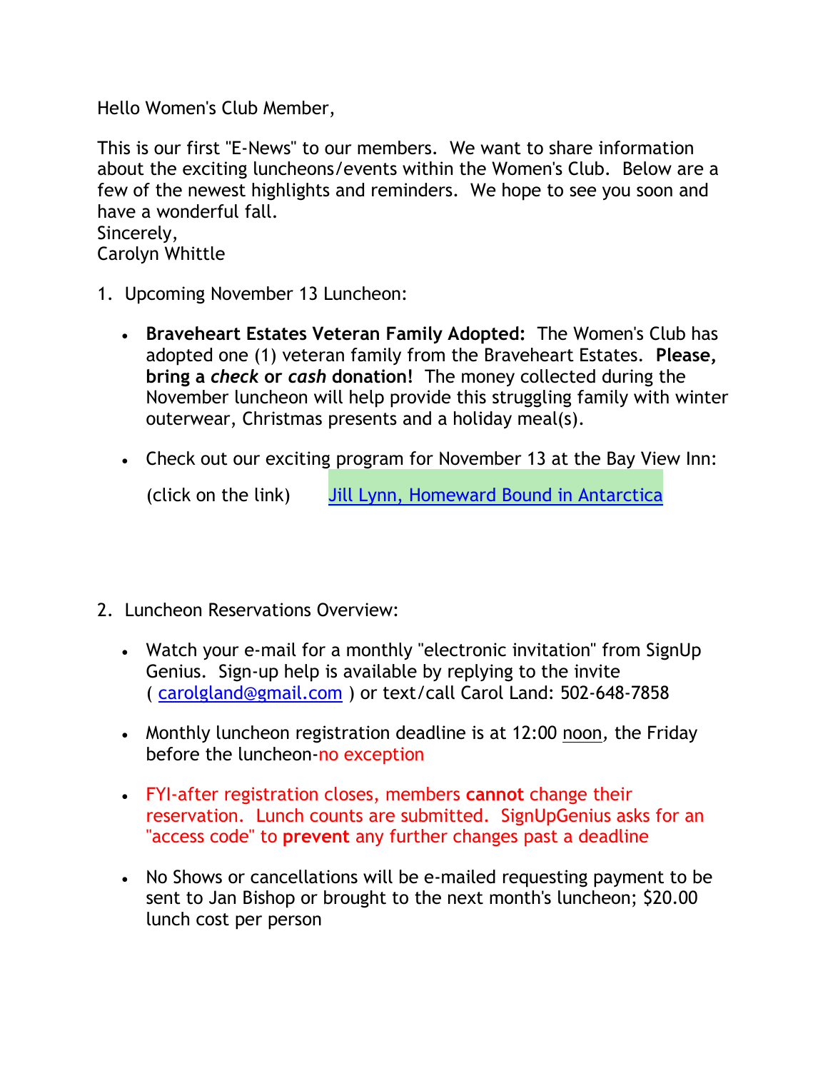Hello Women's Club Member,

This is our first "E-News" to our members. We want to share information about the exciting luncheons/events within the Women's Club. Below are a few of the newest highlights and reminders. We hope to see you soon and have a wonderful fall.
Sincerely,
Carolyn Whittle

1. Upcoming November 13 Luncheon:

    - **Braveheart Estates Veteran Family Adopted:** The Women's Club has adopted one (1) veteran family from the Braveheart Estates. **Please, bring a *check* or *cash* donation!** The money collected during the November luncheon will help provide this struggling family with winter outerwear, Christmas presents and a holiday meal(s).

    - Check out our exciting program for November 13 at the Bay View Inn:

      (click on the link) Jill Lynn, Homeward Bound in Antarctica

2. Luncheon Reservations Overview:

    - Watch your e-mail for a monthly "electronic invitation" from SignUp Genius. Sign-up help is available by replying to the invite ( carolgland@gmail.com ) or text/call Carol Land: 502-648-7858

    - Monthly luncheon registration deadline is at 12:00 noon, the Friday before the luncheon-no exception

    - FYI-after registration closes, members **cannot** change their reservation. Lunch counts are submitted. SignUpGenius asks for an "access code" to **prevent** any further changes past a deadline

    - No Shows or cancellations will be e-mailed requesting payment to be sent to Jan Bishop or brought to the next month's luncheon; $20.00 lunch cost per person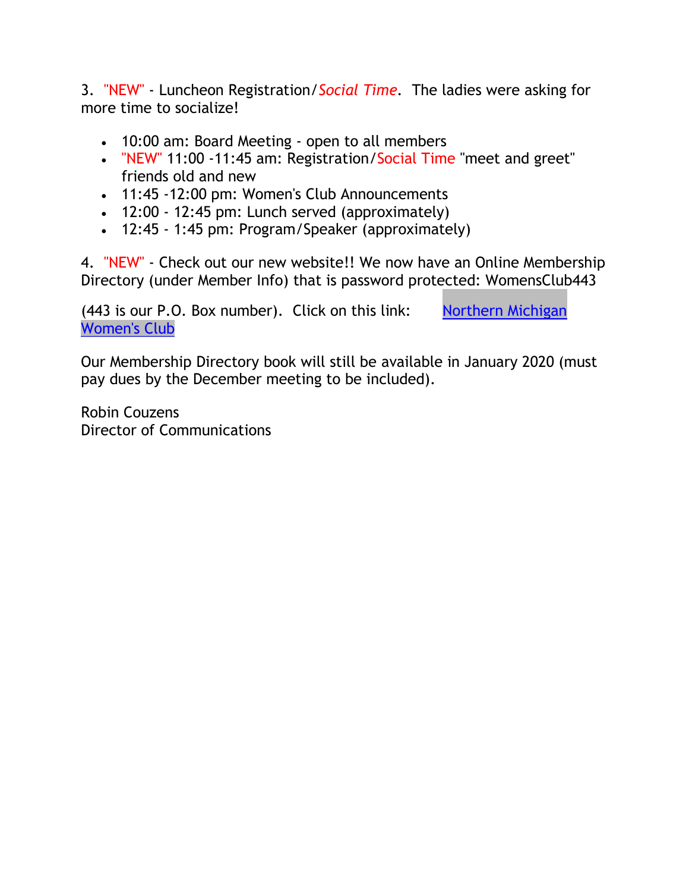3. "NEW" - Luncheon Registration/*Social Time*. The ladies were asking for more time to socialize!

- 10:00 am: Board Meeting - open to all members
- "NEW" 11:00 -11:45 am: Registration/Social Time "meet and greet" friends old and new
- 11:45 -12:00 pm: Women's Club Announcements
- 12:00 - 12:45 pm: Lunch served (approximately)
- 12:45 - 1:45 pm: Program/Speaker (approximately)

4. "NEW" - Check out our new website!! We now have an Online Membership Directory (under Member Info) that is password protected: WomensClub443

(443 is our P.O. Box number). Click on this link: Northern Michigan Women's Club

Our Membership Directory book will still be available in January 2020 (must pay dues by the December meeting to be included).

Robin Couzens
Director of Communications